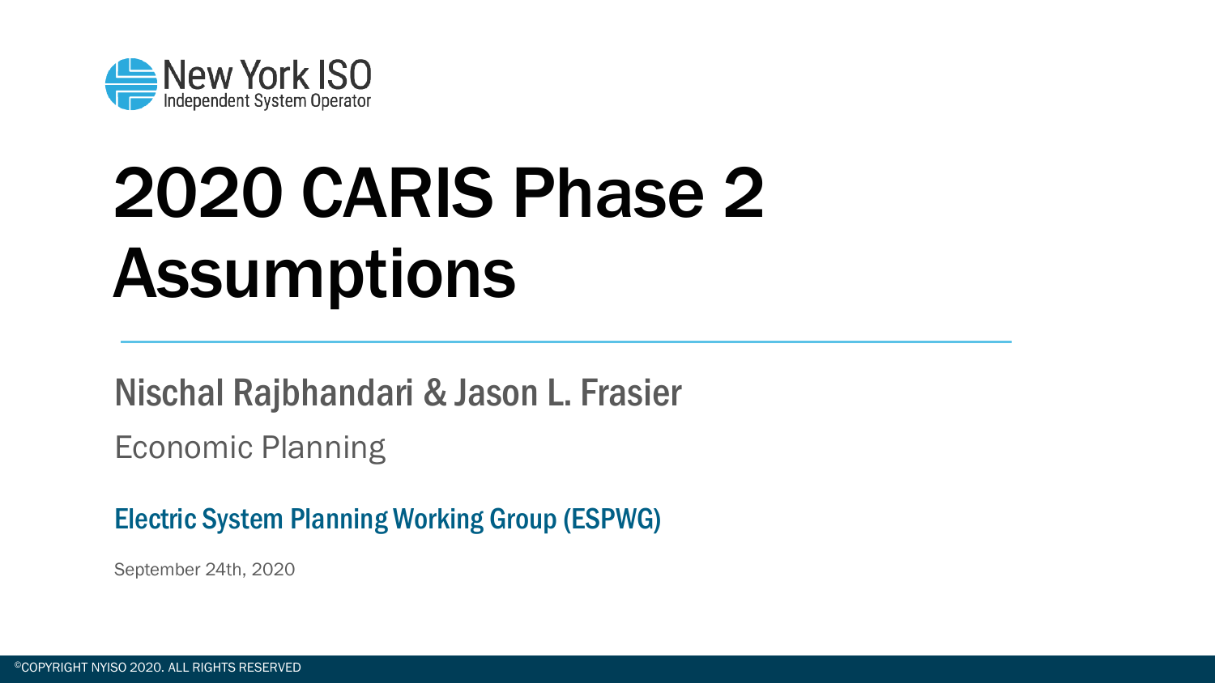New York ISO
Independent System Operator

# 2020 CARIS Phase 2 Assumptions

Nischal Rajbhandari & Jason L. Frasier

Economic Planning

**Electric System Planning Working Group (ESPWG)**

September 24th, 2020

©COPYRIGHT NYISO 2020. ALL RIGHTS RESERVED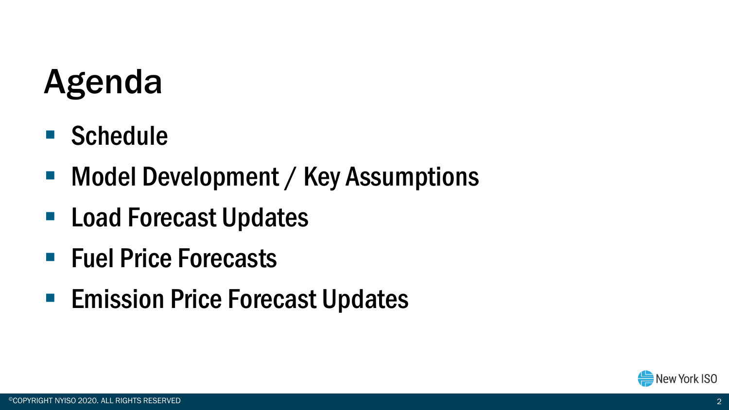# Agenda

- Schedule
- Model Development / Key Assumptions
- Load Forecast Updates
- Fuel Price Forecasts
- Emission Price Forecast Updates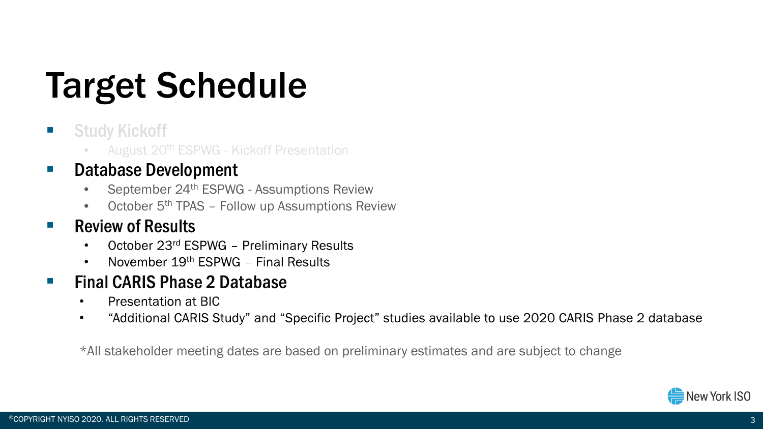# Target Schedule

- Study Kickoff
  - August 20th ESPWG - Kickoff Presentation
- Database Development
  - September 24th ESPWG - Assumptions Review
  - October 5th TPAS – Follow up Assumptions Review
- Review of Results
  - October 23rd ESPWG – Preliminary Results
  - November 19th ESPWG – Final Results
- Final CARIS Phase 2 Database
  - Presentation at BIC
  - “Additional CARIS Study” and “Specific Project” studies available to use 2020 CARIS Phase 2 database

*All stakeholder meeting dates are based on preliminary estimates and are subject to change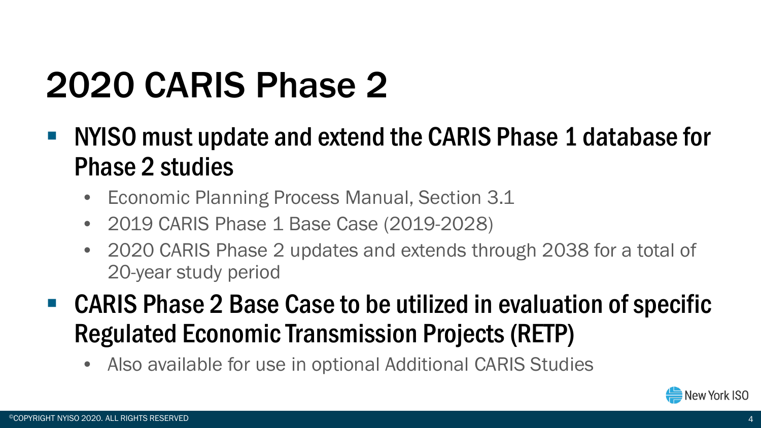# 2020 CARIS Phase 2

- NYISO must update and extend the CARIS Phase 1 database for Phase 2 studies
  - Economic Planning Process Manual, Section 3.1
  - 2019 CARIS Phase 1 Base Case (2019-2028)
  - 2020 CARIS Phase 2 updates and extends through 2038 for a total of 20-year study period
- CARIS Phase 2 Base Case to be utilized in evaluation of specific Regulated Economic Transmission Projects (RETP)
  - Also available for use in optional Additional CARIS Studies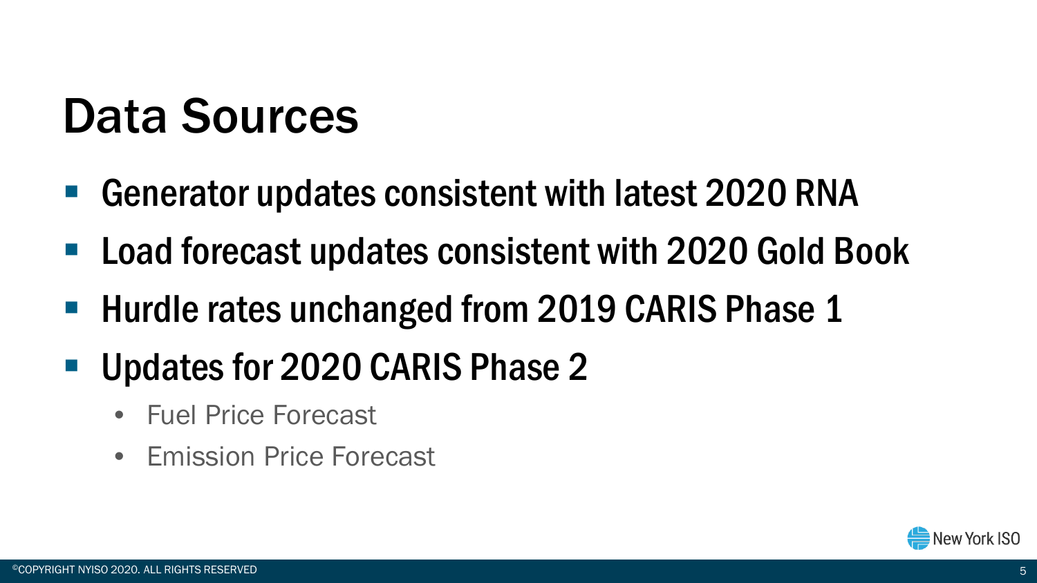# Data Sources

- Generator updates consistent with latest 2020 RNA
- Load forecast updates consistent with 2020 Gold Book
- Hurdle rates unchanged from 2019 CARIS Phase 1
- Updates for 2020 CARIS Phase 2
  - Fuel Price Forecast
  - Emission Price Forecast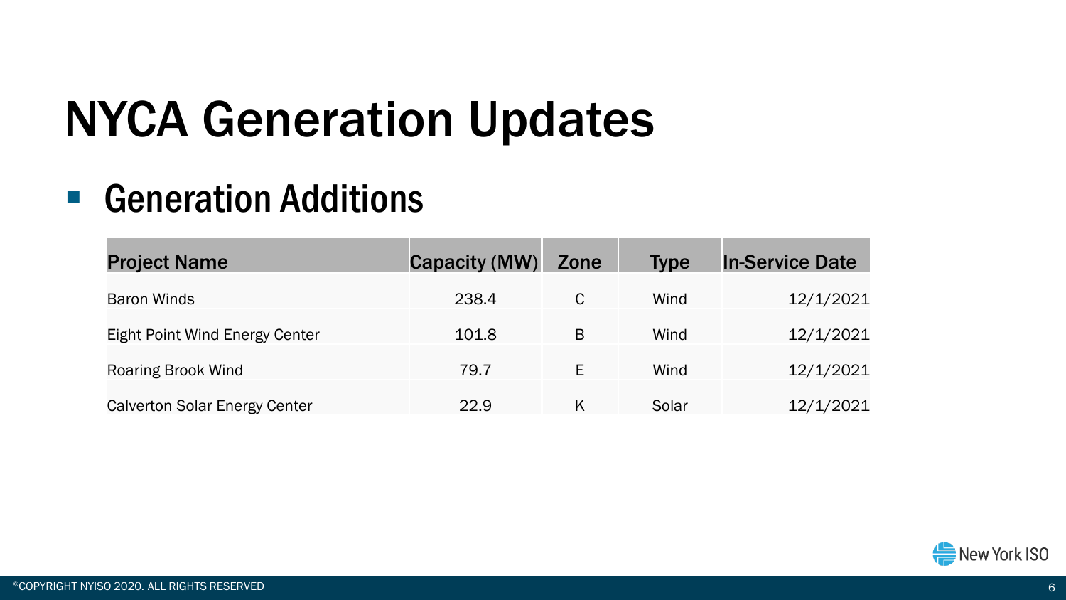# NYCA Generation Updates

## Generation Additions

| Project Name | Capacity (MW) | Zone | Type | In-Service Date |
|---|---|---|---|---|
| Baron Winds | 238.4 | C | Wind | 12/1/2021 |
| Eight Point Wind Energy Center | 101.8 | B | Wind | 12/1/2021 |
| Roaring Brook Wind | 79.7 | E | Wind | 12/1/2021 |
| Calverton Solar Energy Center | 22.9 | K | Solar | 12/1/2021 |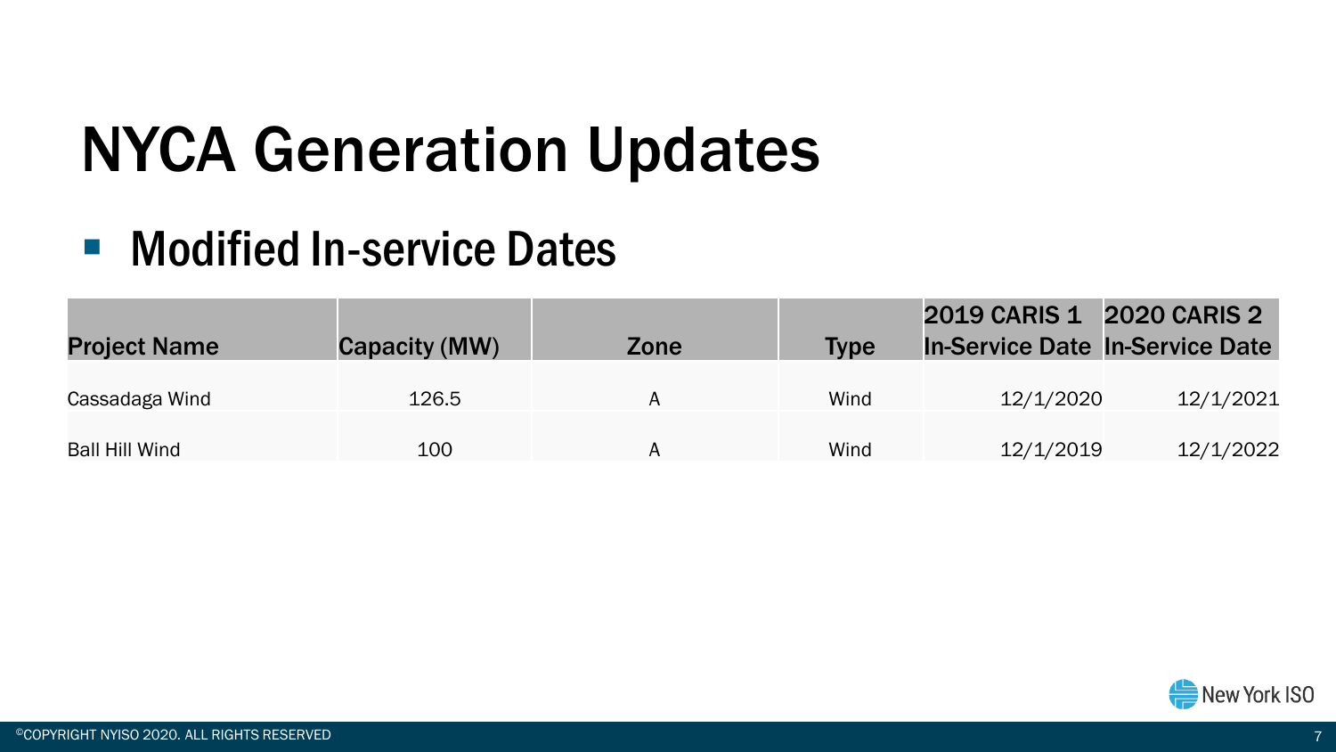# NYCA Generation Updates

- Modified In-service Dates

| Project Name | Capacity (MW) | Zone | Type | 2019 CARIS 1 In-Service Date | 2020 CARIS 2 In-Service Date |
|---|---|---|---|---|---|
| Cassadaga Wind | 126.5 | A | Wind | 12/1/2020 | 12/1/2021 |
| Ball Hill Wind | 100 | A | Wind | 12/1/2019 | 12/1/2022 |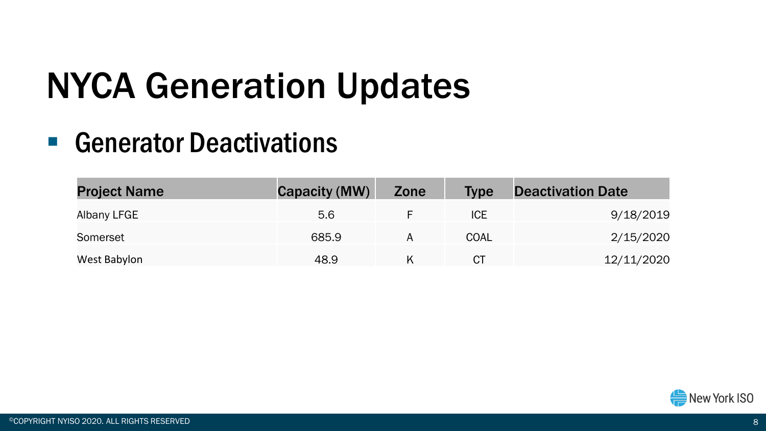# NYCA Generation Updates

- ## Generator Deactivations

| Project Name | Capacity (MW) | Zone | Type | Deactivation Date |
|---|---|---|---|---|
| Albany LFGE | 5.6 | F | ICE | 9/18/2019 |
| Somerset | 685.9 | A | COAL | 2/15/2020 |
| West Babylon | 48.9 | K | CT | 12/11/2020 |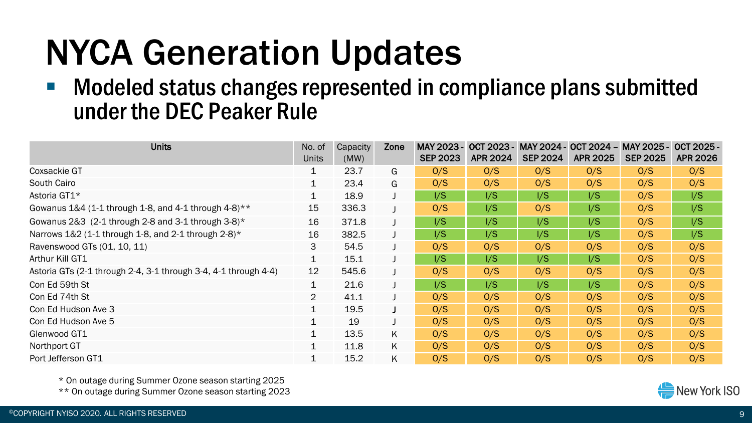# NYCA Generation Updates

- Modeled status changes represented in compliance plans submitted under the DEC Peaker Rule

| Units | No. of Units | Capacity (MW) | Zone | MAY 2023 - SEP 2023 | OCT 2023 - APR 2024 | MAY 2024 - SEP 2024 | OCT 2024 – APR 2025 | MAY 2025 - SEP 2025 | OCT 2025 - APR 2026 |
|---|---|---|---|---|---|---|---|---|---|
| Coxsackie GT | 1 | 23.7 | G | O/S | O/S | O/S | O/S | O/S | O/S |
| South Cairo | 1 | 23.4 | G | O/S | O/S | O/S | O/S | O/S | O/S |
| Astoria GT1* | 1 | 18.9 | J | I/S | I/S | I/S | I/S | O/S | I/S |
| Gowanus 1&4 (1-1 through 1-8, and 4-1 through 4-8)** | 15 | 336.3 | J | O/S | I/S | O/S | I/S | O/S | I/S |
| Gowanus 2&3 (2-1 through 2-8 and 3-1 through 3-8)* | 16 | 371.8 | J | I/S | I/S | I/S | I/S | O/S | I/S |
| Narrows 1&2 (1-1 through 1-8, and 2-1 through 2-8)* | 16 | 382.5 | J | I/S | I/S | I/S | I/S | O/S | I/S |
| Ravenswood GTs (01, 10, 11) | 3 | 54.5 | J | O/S | O/S | O/S | O/S | O/S | O/S |
| Arthur Kill GT1 | 1 | 15.1 | J | I/S | I/S | I/S | I/S | O/S | O/S |
| Astoria GTs (2-1 through 2-4, 3-1 through 3-4, 4-1 through 4-4) | 12 | 545.6 | J | O/S | O/S | O/S | O/S | O/S | O/S |
| Con Ed 59th St | 1 | 21.6 | J | I/S | I/S | I/S | I/S | O/S | O/S |
| Con Ed 74th St | 2 | 41.1 | J | O/S | O/S | O/S | O/S | O/S | O/S |
| Con Ed Hudson Ave 3 | 1 | 19.5 | J | O/S | O/S | O/S | O/S | O/S | O/S |
| Con Ed Hudson Ave 5 | 1 | 19 | J | O/S | O/S | O/S | O/S | O/S | O/S |
| Glenwood GT1 | 1 | 13.5 | K | O/S | O/S | O/S | O/S | O/S | O/S |
| Northport GT | 1 | 11.8 | K | O/S | O/S | O/S | O/S | O/S | O/S |
| Port Jefferson GT1 | 1 | 15.2 | K | O/S | O/S | O/S | O/S | O/S | O/S |

\* On outage during Summer Ozone season starting 2025

\*\* On outage during Summer Ozone season starting 2023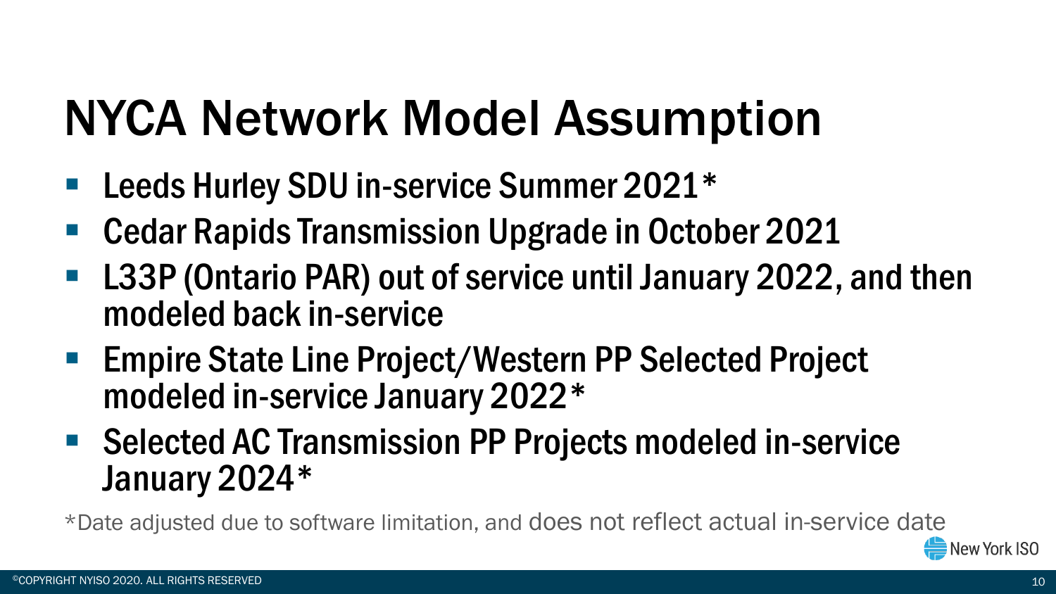# NYCA Network Model Assumption

- Leeds Hurley SDU in-service Summer 2021*
- Cedar Rapids Transmission Upgrade in October 2021
- L33P (Ontario PAR) out of service until January 2022, and then modeled back in-service
- Empire State Line Project/Western PP Selected Project modeled in-service January 2022*
- Selected AC Transmission PP Projects modeled in-service January 2024*

*Date adjusted due to software limitation, and does not reflect actual in-service date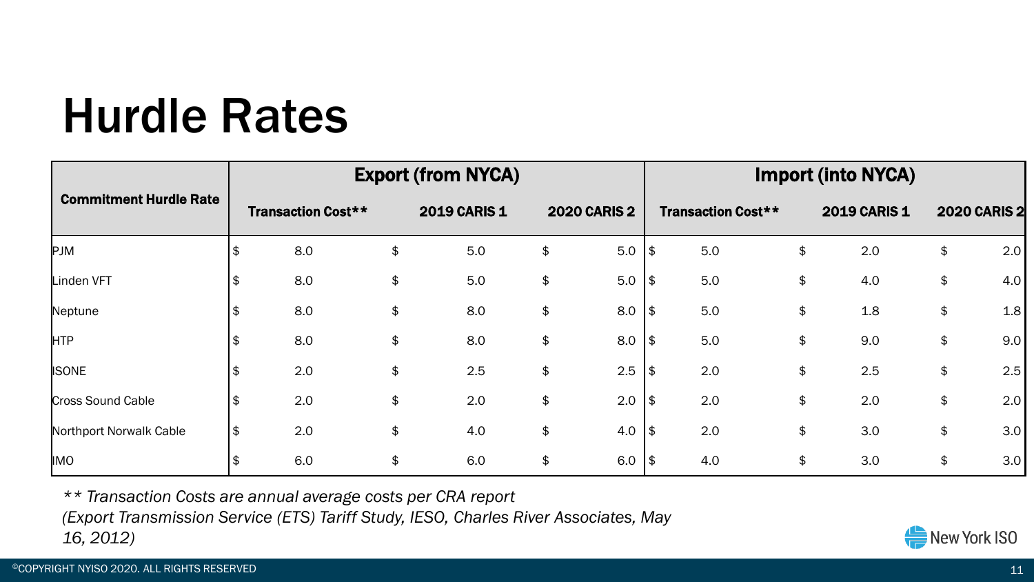# Hurdle Rates

| Commitment Hurdle Rate | Export (from NYCA) | | | Import (into NYCA) | | |
|---|---|---|---|---|---|---|
| | Transaction Cost** | 2019 CARIS 1 | 2020 CARIS 2 | Transaction Cost** | 2019 CARIS 1 | 2020 CARIS 2 |
| PJM | $ 8.0 | $ 5.0 | $ 5.0 | $ 5.0 | $ 2.0 | $ 2.0 |
| Linden VFT | $ 8.0 | $ 5.0 | $ 5.0 | $ 5.0 | $ 4.0 | $ 4.0 |
| Neptune | $ 8.0 | $ 8.0 | $ 8.0 | $ 5.0 | $ 1.8 | $ 1.8 |
| HTP | $ 8.0 | $ 8.0 | $ 8.0 | $ 5.0 | $ 9.0 | $ 9.0 |
| ISONE | $ 2.0 | $ 2.5 | $ 2.5 | $ 2.0 | $ 2.5 | $ 2.5 |
| Cross Sound Cable | $ 2.0 | $ 2.0 | $ 2.0 | $ 2.0 | $ 2.0 | $ 2.0 |
| Northport Norwalk Cable | $ 2.0 | $ 4.0 | $ 4.0 | $ 2.0 | $ 3.0 | $ 3.0 |
| IMO | $ 6.0 | $ 6.0 | $ 6.0 | $ 4.0 | $ 3.0 | $ 3.0 |

*** Transaction Costs are annual average costs per CRA report (Export Transmission Service (ETS) Tariff Study, IESO, Charles River Associates, May 16, 2012)*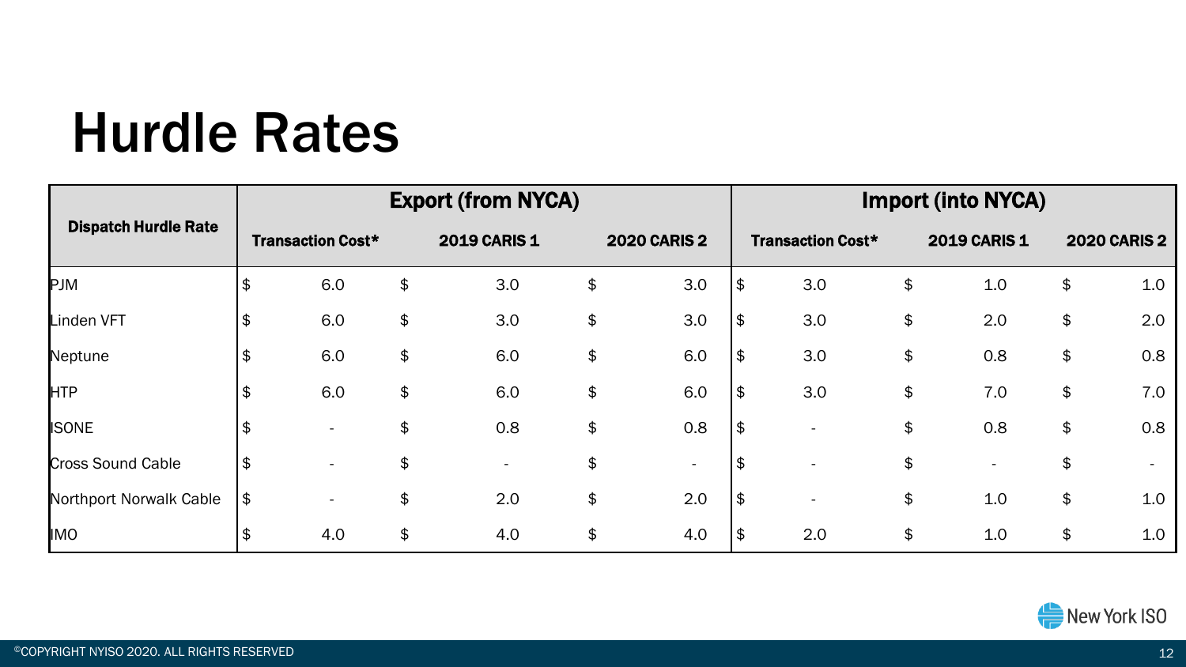# Hurdle Rates

| Dispatch Hurdle Rate | Export (from NYCA) | | | Import (into NYCA) | | |
|---|---|---|---|---|---|---|
| | Transaction Cost* | 2019 CARIS 1 | 2020 CARIS 2 | Transaction Cost* | 2019 CARIS 1 | 2020 CARIS 2 |
| PJM | $ 6.0 | $ 3.0 | $ 3.0 | $ 3.0 | $ 1.0 | $ 1.0 |
| Linden VFT | $ 6.0 | $ 3.0 | $ 3.0 | $ 3.0 | $ 2.0 | $ 2.0 |
| Neptune | $ 6.0 | $ 6.0 | $ 6.0 | $ 3.0 | $ 0.8 | $ 0.8 |
| HTP | $ 6.0 | $ 6.0 | $ 6.0 | $ 3.0 | $ 7.0 | $ 7.0 |
| ISONE | $ - | $ 0.8 | $ 0.8 | $ - | $ 0.8 | $ 0.8 |
| Cross Sound Cable | $ - | $ - | $ - | $ - | $ - | $ - |
| Northport Norwalk Cable | $ - | $ 2.0 | $ 2.0 | $ - | $ 1.0 | $ 1.0 |
| IMO | $ 4.0 | $ 4.0 | $ 4.0 | $ 2.0 | $ 1.0 | $ 1.0 |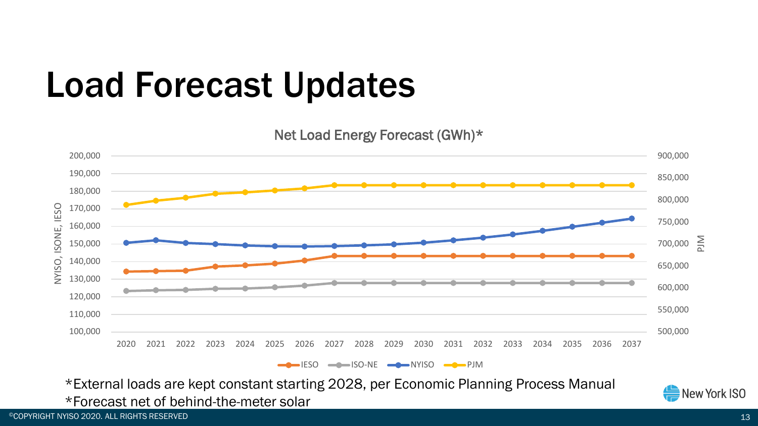# Load Forecast Updates

Net Load Energy Forecast (GWh)*

NYISO, ISONE, IESO (left axis): 100,000 – 200,000

PJM (right axis): 500,000 – 900,000

2020 2021 2022 2023 2024 2025 2026 2027 2028 2029 2030 2031 2032 2033 2034 2035 2036 2037

IESO ISO-NE NYISO PJM

*External loads are kept constant starting 2028, per Economic Planning Process Manual

*Forecast net of behind-the-meter solar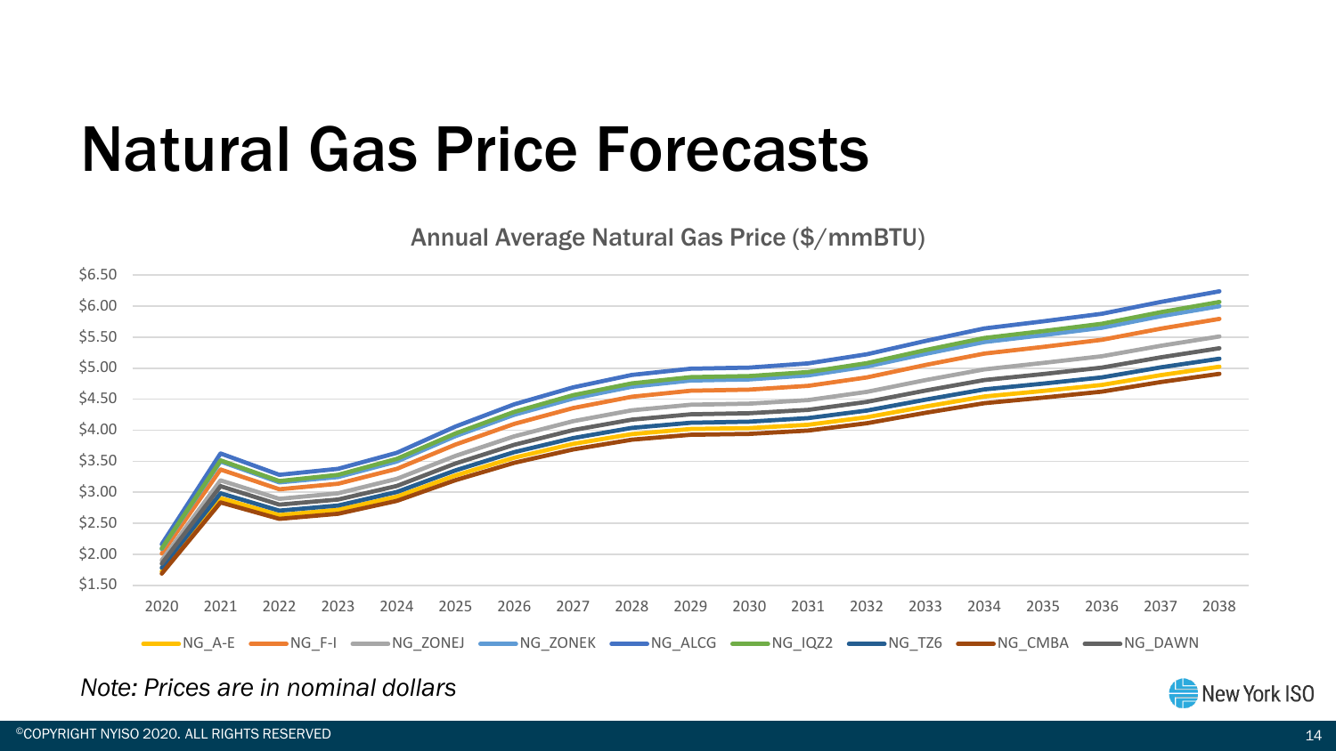# Natural Gas Price Forecasts

Annual Average Natural Gas Price ($/mmBTU)

NG_A-E, NG_F-I, NG_ZONEJ, NG_ZONEK, NG_ALCG, NG_IQZ2, NG_TZ6, NG_CMBA, NG_DAWN

*Note: Prices are in nominal dollars*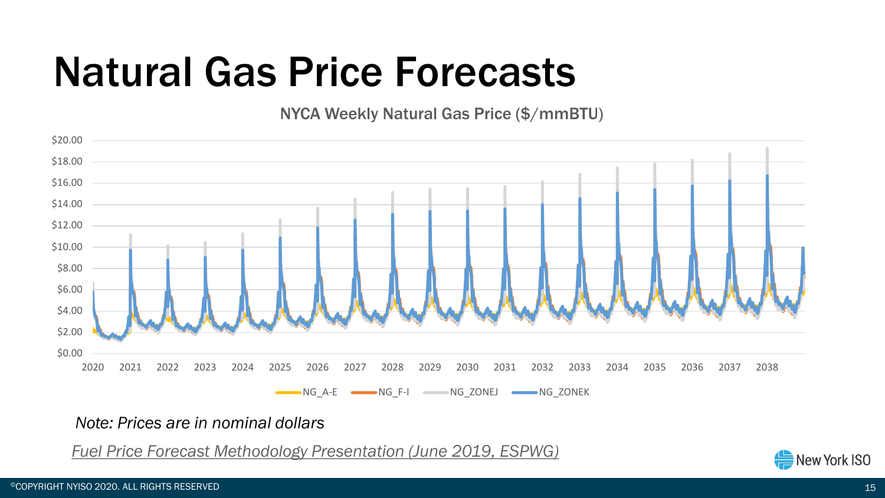# Natural Gas Price Forecasts

NYCA Weekly Natural Gas Price ($/mmBTU)

*Note: Prices are in nominal dollars*

*Fuel Price Forecast Methodology Presentation (June 2019, ESPWG)*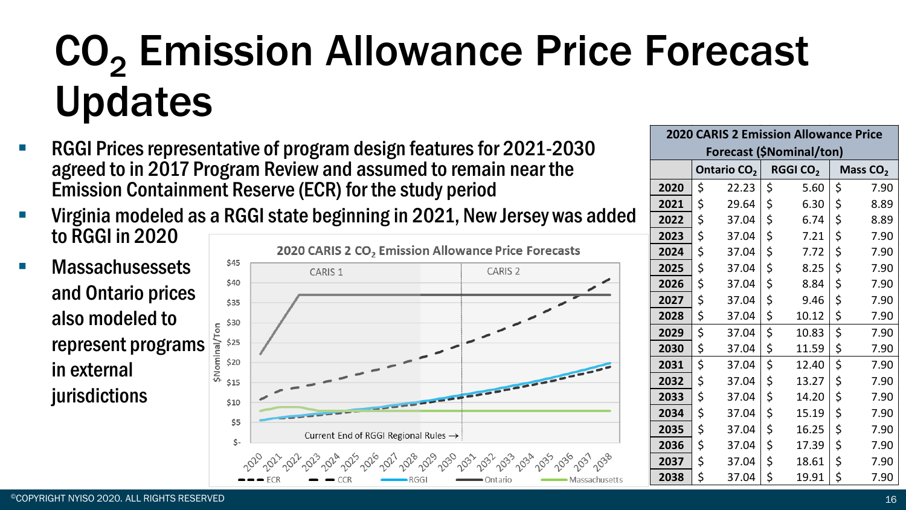# $CO_2$ Emission Allowance Price Forecast Updates

- RGGI Prices representative of program design features for 2021-2030 agreed to in 2017 Program Review and assumed to remain near the Emission Containment Reserve (ECR) for the study period
- Virginia modeled as a RGGI state beginning in 2021, New Jersey was added to RGGI in 2020
- Massachusessets and Ontario prices also modeled to represent programs in external jurisdictions

**2020 CARIS 2 $CO_2$ Emission Allowance Price Forecasts**

| 2020 CARIS 2 Emission Allowance Price Forecast ($Nominal/ton) | | | |
|---|---|---|---|
| | Ontario $CO_2$ | RGGI $CO_2$ | Mass $CO_2$ |
| 2020 | $ 22.23 | $ 5.60 | $ 7.90 |
| 2021 | $ 29.64 | $ 6.30 | $ 8.89 |
| 2022 | $ 37.04 | $ 6.74 | $ 8.89 |
| 2023 | $ 37.04 | $ 7.21 | $ 7.90 |
| 2024 | $ 37.04 | $ 7.72 | $ 7.90 |
| 2025 | $ 37.04 | $ 8.25 | $ 7.90 |
| 2026 | $ 37.04 | $ 8.84 | $ 7.90 |
| 2027 | $ 37.04 | $ 9.46 | $ 7.90 |
| 2028 | $ 37.04 | $ 10.12 | $ 7.90 |
| 2029 | $ 37.04 | $ 10.83 | $ 7.90 |
| 2030 | $ 37.04 | $ 11.59 | $ 7.90 |
| 2031 | $ 37.04 | $ 12.40 | $ 7.90 |
| 2032 | $ 37.04 | $ 13.27 | $ 7.90 |
| 2033 | $ 37.04 | $ 14.20 | $ 7.90 |
| 2034 | $ 37.04 | $ 15.19 | $ 7.90 |
| 2035 | $ 37.04 | $ 16.25 | $ 7.90 |
| 2036 | $ 37.04 | $ 17.39 | $ 7.90 |
| 2037 | $ 37.04 | $ 18.61 | $ 7.90 |
| 2038 | $ 37.04 | $ 19.91 | $ 7.90 |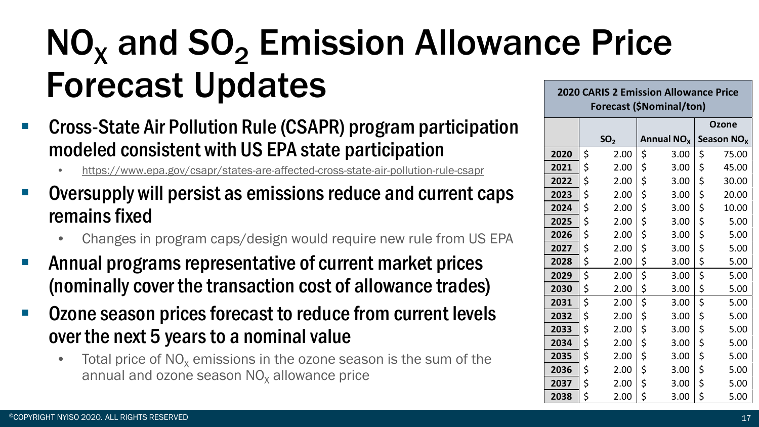# $NO_X$ and $SO_2$ Emission Allowance Price Forecast Updates

- Cross-State Air Pollution Rule (CSAPR) program participation modeled consistent with US EPA state participation
  - https://www.epa.gov/csapr/states-are-affected-cross-state-air-pollution-rule-csapr
- Oversupply will persist as emissions reduce and current caps remains fixed
  - Changes in program caps/design would require new rule from US EPA
- Annual programs representative of current market prices (nominally cover the transaction cost of allowance trades)
- Ozone season prices forecast to reduce from current levels over the next 5 years to a nominal value
  - Total price of $NO_X$ emissions in the ozone season is the sum of the annual and ozone season $NO_X$ allowance price

**2020 CARIS 2 Emission Allowance Price Forecast ($Nominal/ton)**

| | $SO_2$ | Annual $NO_X$ | Ozone Season $NO_X$ |
|---|---|---|---|
| **2020** | $ 2.00 | $ 3.00 | $ 75.00 |
| **2021** | $ 2.00 | $ 3.00 | $ 45.00 |
| **2022** | $ 2.00 | $ 3.00 | $ 30.00 |
| **2023** | $ 2.00 | $ 3.00 | $ 20.00 |
| **2024** | $ 2.00 | $ 3.00 | $ 10.00 |
| **2025** | $ 2.00 | $ 3.00 | $ 5.00 |
| **2026** | $ 2.00 | $ 3.00 | $ 5.00 |
| **2027** | $ 2.00 | $ 3.00 | $ 5.00 |
| **2028** | $ 2.00 | $ 3.00 | $ 5.00 |
| **2029** | $ 2.00 | $ 3.00 | $ 5.00 |
| **2030** | $ 2.00 | $ 3.00 | $ 5.00 |
| **2031** | $ 2.00 | $ 3.00 | $ 5.00 |
| **2032** | $ 2.00 | $ 3.00 | $ 5.00 |
| **2033** | $ 2.00 | $ 3.00 | $ 5.00 |
| **2034** | $ 2.00 | $ 3.00 | $ 5.00 |
| **2035** | $ 2.00 | $ 3.00 | $ 5.00 |
| **2036** | $ 2.00 | $ 3.00 | $ 5.00 |
| **2037** | $ 2.00 | $ 3.00 | $ 5.00 |
| **2038** | $ 2.00 | $ 3.00 | $ 5.00 |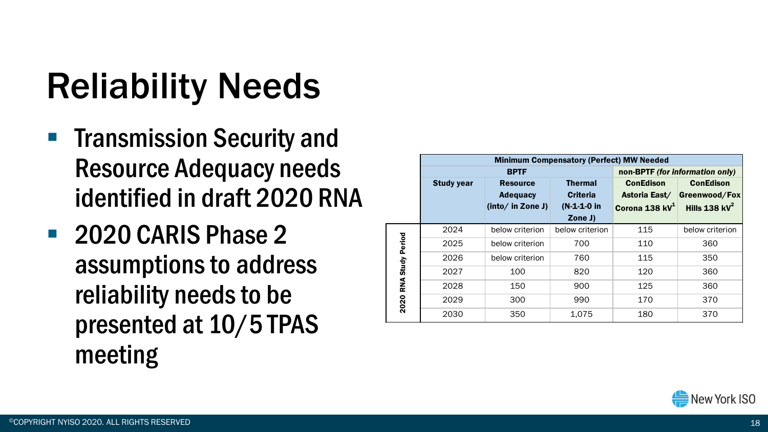# Reliability Needs

- Transmission Security and Resource Adequacy needs identified in draft 2020 RNA
- 2020 CARIS Phase 2 assumptions to address reliability needs to be presented at 10/5 TPAS meeting

| | Minimum Compensatory (Perfect) MW Needed | | | | |
|---|---|---|---|---|---|
| | BPTF | | | non-BPTF *(for information only)* | |
| | Study year | Resource Adequacy (into/ in Zone J) | Thermal Criteria (N-1-1-0 in Zone J) | ConEdison Astoria East/ Corona 138 kV[1] | ConEdison Greenwood/Fox Hills 138 kV[2] |
| 2020 RNA Study Period | 2024 | below criterion | below criterion | 115 | below criterion |
| | 2025 | below criterion | 700 | 110 | 360 |
| | 2026 | below criterion | 760 | 115 | 350 |
| | 2027 | 100 | 820 | 120 | 360 |
| | 2028 | 150 | 900 | 125 | 360 |
| | 2029 | 300 | 990 | 170 | 370 |
| | 2030 | 350 | 1,075 | 180 | 370 |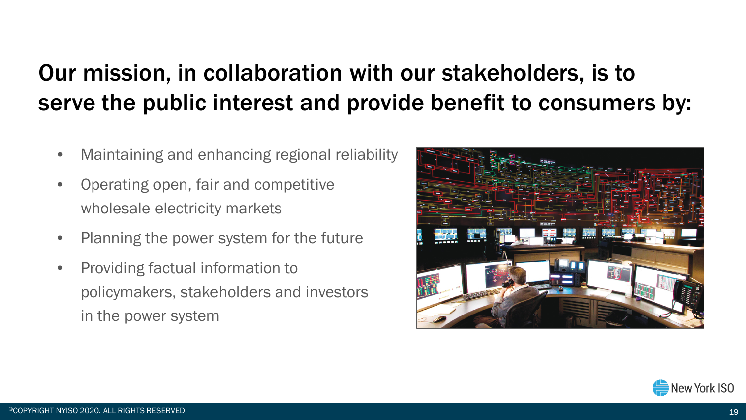# Our mission, in collaboration with our stakeholders, is to serve the public interest and provide benefit to consumers by:

- Maintaining and enhancing regional reliability
- Operating open, fair and competitive wholesale electricity markets
- Planning the power system for the future
- Providing factual information to policymakers, stakeholders and investors in the power system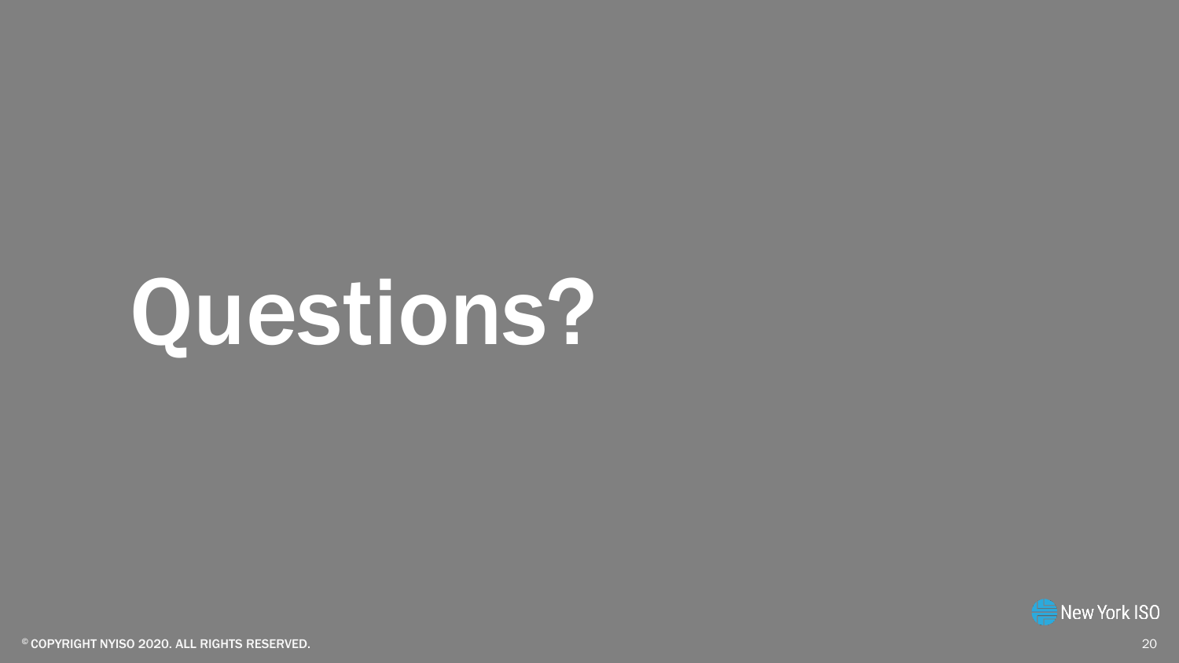# Questions?